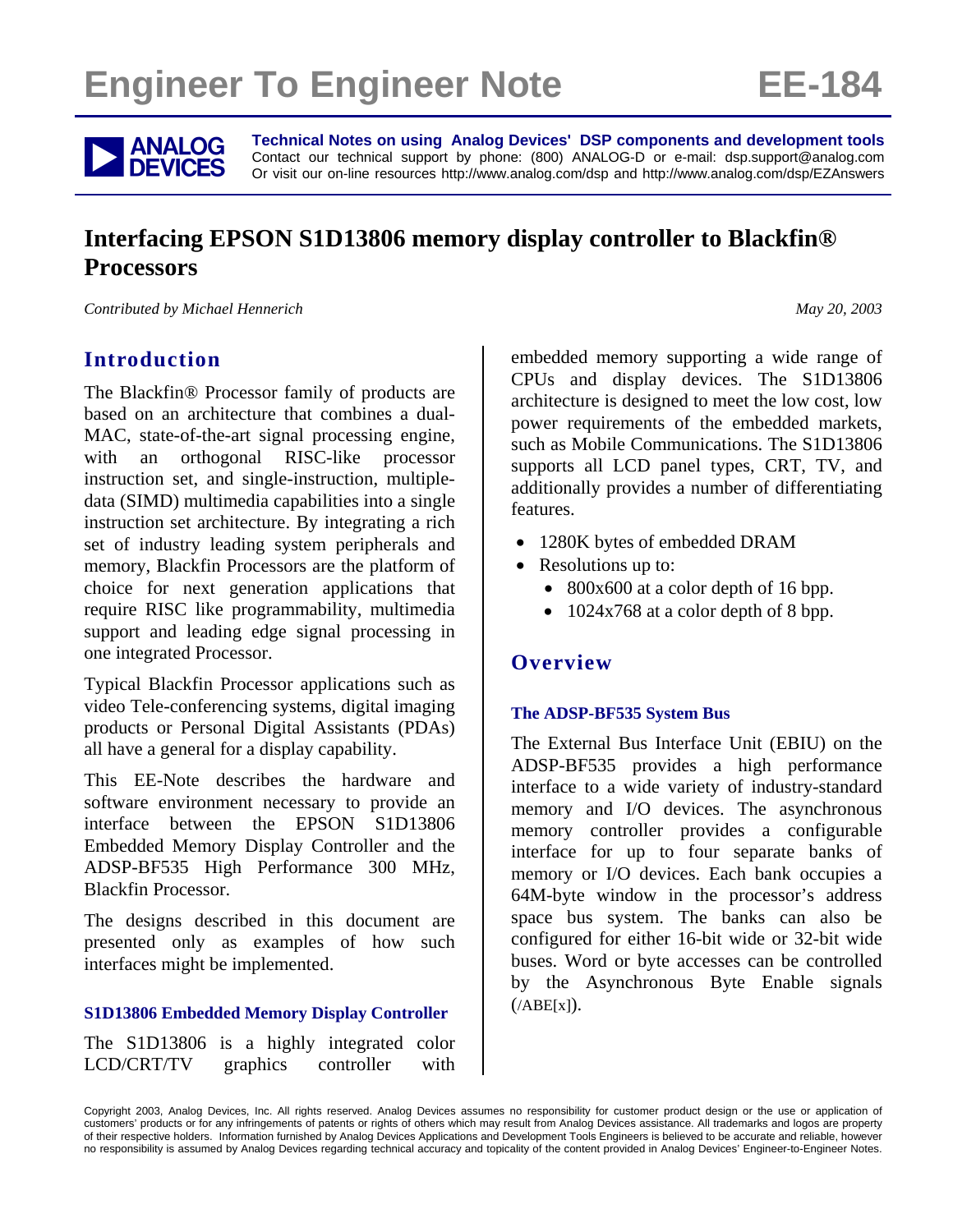# Engineer To Engineer Note EE-184

**Technical Notes on using Analog Devices' DSP components and development tools**
Contact our technical support by phone: (800) ANALOG-D or e-mail: dsp.support@analog.com
Or visit our on-line resources http://www.analog.com/dsp and http://www.analog.com/dsp/EZAnswers

## Interfacing EPSON S1D13806 memory display controller to Blackfin® Processors

*Contributed by Michael Hennerich* *May 20, 2003*

## Introduction

The Blackfin® Processor family of products are based on an architecture that combines a dual-MAC, state-of-the-art signal processing engine, with an orthogonal RISC-like processor instruction set, and single-instruction, multiple-data (SIMD) multimedia capabilities into a single instruction set architecture. By integrating a rich set of industry leading system peripherals and memory, Blackfin Processors are the platform of choice for next generation applications that require RISC like programmability, multimedia support and leading edge signal processing in one integrated Processor.

Typical Blackfin Processor applications such as video Tele-conferencing systems, digital imaging products or Personal Digital Assistants (PDAs) all have a general for a display capability.

This EE-Note describes the hardware and software environment necessary to provide an interface between the EPSON S1D13806 Embedded Memory Display Controller and the ADSP-BF535 High Performance 300 MHz, Blackfin Processor.

The designs described in this document are presented only as examples of how such interfaces might be implemented.

### S1D13806 Embedded Memory Display Controller

The S1D13806 is a highly integrated color LCD/CRT/TV graphics controller with embedded memory supporting a wide range of CPUs and display devices. The S1D13806 architecture is designed to meet the low cost, low power requirements of the embedded markets, such as Mobile Communications. The S1D13806 supports all LCD panel types, CRT, TV, and additionally provides a number of differentiating features.

- 1280K bytes of embedded DRAM
- Resolutions up to:
  - 800x600 at a color depth of 16 bpp.
  - 1024x768 at a color depth of 8 bpp.

## Overview

### The ADSP-BF535 System Bus

The External Bus Interface Unit (EBIU) on the ADSP-BF535 provides a high performance interface to a wide variety of industry-standard memory and I/O devices. The asynchronous memory controller provides a configurable interface for up to four separate banks of memory or I/O devices. Each bank occupies a 64M-byte window in the processor's address space bus system. The banks can also be configured for either 16-bit wide or 32-bit wide buses. Word or byte accesses can be controlled by the Asynchronous Byte Enable signals (/ABE[x]).

Copyright 2003, Analog Devices, Inc. All rights reserved. Analog Devices assumes no responsibility for customer product design or the use or application of customers' products or for any infringements of patents or rights of others which may result from Analog Devices assistance. All trademarks and logos are property of their respective holders. Information furnished by Analog Devices Applications and Development Tools Engineers is believed to be accurate and reliable, however no responsibility is assumed by Analog Devices regarding technical accuracy and topicality of the content provided in Analog Devices' Engineer-to-Engineer Notes.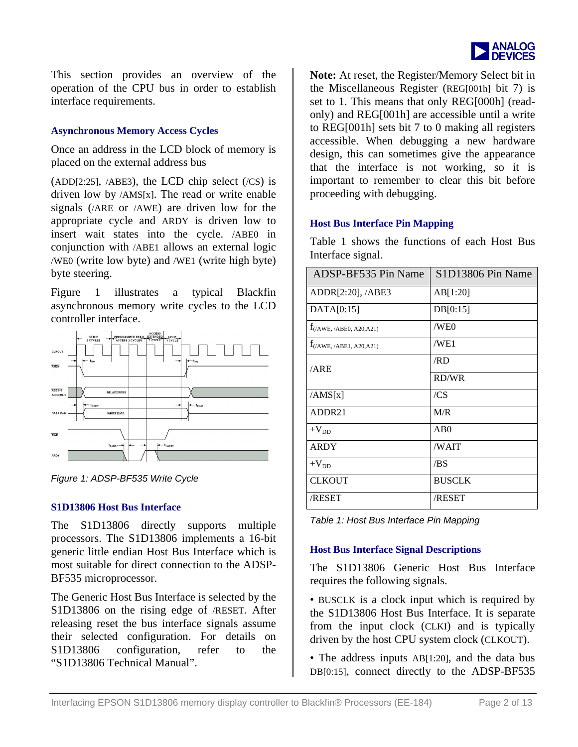This section provides an overview of the operation of the CPU bus in order to establish interface requirements.

### Asynchronous Memory Access Cycles

Once an address in the LCD block of memory is placed on the external address bus

(ADD[2:25], /ABE3), the LCD chip select (/CS) is driven low by /AMS[x]. The read or write enable signals (/ARE or /AWE) are driven low for the appropriate cycle and ARDY is driven low to insert wait states into the cycle. /ABE0 in conjunction with /ABE1 allows an external logic /WE0 (write low byte) and /WE1 (write high byte) byte steering.

Figure 1 illustrates a typical Blackfin asynchronous memory write cycles to the LCD controller interface.

*Figure 1: ADSP-BF535 Write Cycle*

### S1D13806 Host Bus Interface

The S1D13806 directly supports multiple processors. The S1D13806 implements a 16-bit generic little endian Host Bus Interface which is most suitable for direct connection to the ADSP-BF535 microprocessor.

The Generic Host Bus Interface is selected by the S1D13806 on the rising edge of /RESET. After releasing reset the bus interface signals assume their selected configuration. For details on S1D13806 configuration, refer to the "S1D13806 Technical Manual".

**Note:** At reset, the Register/Memory Select bit in the Miscellaneous Register (REG[001h] bit 7) is set to 1. This means that only REG[000h] (read-only) and REG[001h] are accessible until a write to REG[001h] sets bit 7 to 0 making all registers accessible. When debugging a new hardware design, this can sometimes give the appearance that the interface is not working, so it is important to remember to clear this bit before proceeding with debugging.

### Host Bus Interface Pin Mapping

Table 1 shows the functions of each Host Bus Interface signal.

| ADSP-BF535 Pin Name | S1D13806 Pin Name |
|---|---|
| ADDR[2:20], /ABE3 | AB[1:20] |
| DATA[0:15] | DB[0:15] |
| $f_{(/AWE, /ABE0, A20, A21)}$ | /WE0 |
| $f_{(/AWE, /ABE1, A20, A21)}$ | /WE1 |
| /ARE | /RD |
| | RD/WR |
| /AMS[x] | /CS |
| ADDR21 | M/R |
| $+V_{DD}$ | AB0 |
| ARDY | /WAIT |
| $+V_{DD}$ | /BS |
| CLKOUT | BUSCLK |
| /RESET | /RESET |

*Table 1: Host Bus Interface Pin Mapping*

### Host Bus Interface Signal Descriptions

The S1D13806 Generic Host Bus Interface requires the following signals.

- BUSCLK is a clock input which is required by the S1D13806 Host Bus Interface. It is separate from the input clock (CLKI) and is typically driven by the host CPU system clock (CLKOUT).
- The address inputs AB[1:20], and the data bus DB[0:15], connect directly to the ADSP-BF535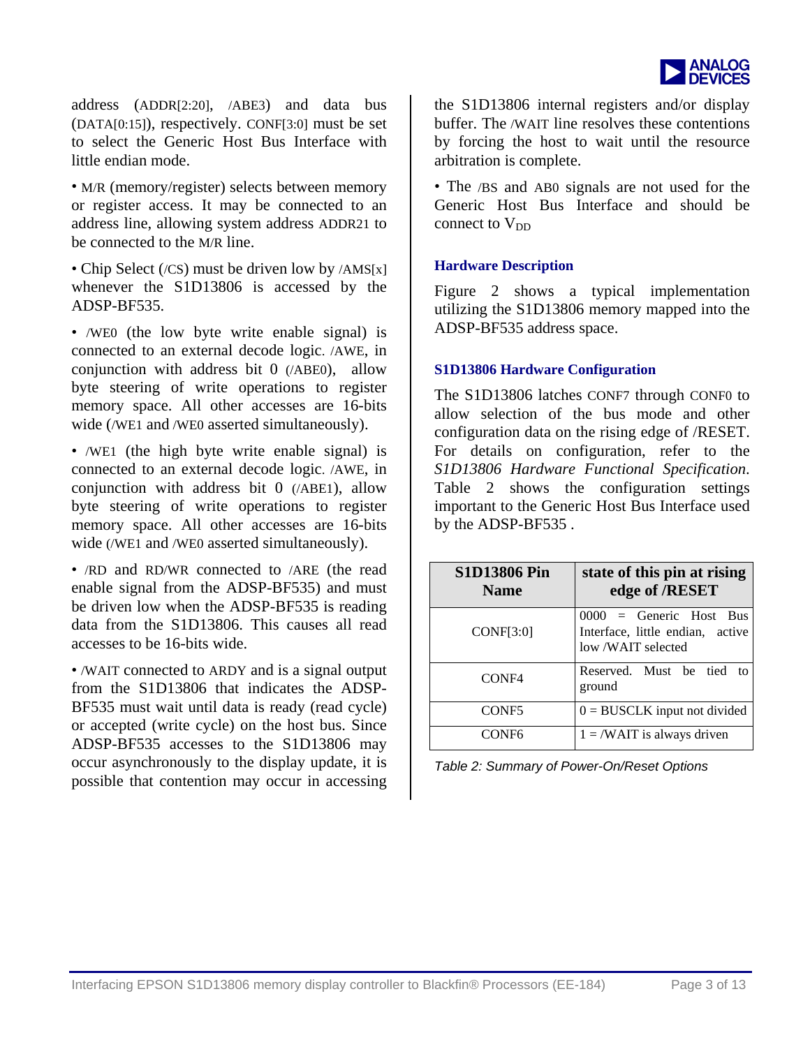address (ADDR[2:20], /ABE3) and data bus (DATA[0:15]), respectively. CONF[3:0] must be set to select the Generic Host Bus Interface with little endian mode.

• M/R (memory/register) selects between memory or register access. It may be connected to an address line, allowing system address ADDR21 to be connected to the M/R line.

• Chip Select (/CS) must be driven low by /AMS[x] whenever the S1D13806 is accessed by the ADSP-BF535.

• /WE0 (the low byte write enable signal) is connected to an external decode logic. /AWE, in conjunction with address bit 0 (/ABE0), allow byte steering of write operations to register memory space. All other accesses are 16-bits wide (/WE1 and /WE0 asserted simultaneously).

• /WE1 (the high byte write enable signal) is connected to an external decode logic. /AWE, in conjunction with address bit 0 (/ABE1), allow byte steering of write operations to register memory space. All other accesses are 16-bits wide (/WE1 and /WE0 asserted simultaneously).

• /RD and RD/WR connected to /ARE (the read enable signal from the ADSP-BF535) and must be driven low when the ADSP-BF535 is reading data from the S1D13806. This causes all read accesses to be 16-bits wide.

• /WAIT connected to ARDY and is a signal output from the S1D13806 that indicates the ADSP-BF535 must wait until data is ready (read cycle) or accepted (write cycle) on the host bus. Since ADSP-BF535 accesses to the S1D13806 may occur asynchronously to the display update, it is possible that contention may occur in accessing the S1D13806 internal registers and/or display buffer. The /WAIT line resolves these contentions by forcing the host to wait until the resource arbitration is complete.

• The /BS and AB0 signals are not used for the Generic Host Bus Interface and should be connect to $V_{DD}$

### Hardware Description

Figure 2 shows a typical implementation utilizing the S1D13806 memory mapped into the ADSP-BF535 address space.

### S1D13806 Hardware Configuration

The S1D13806 latches CONF7 through CONF0 to allow selection of the bus mode and other configuration data on the rising edge of /RESET. For details on configuration, refer to the *S1D13806 Hardware Functional Specification*. Table 2 shows the configuration settings important to the Generic Host Bus Interface used by the ADSP-BF535 .

| S1D13806 Pin Name | state of this pin at rising edge of /RESET |
| --- | --- |
| CONF[3:0] | 0000 = Generic Host Bus Interface, little endian, active low /WAIT selected |
| CONF4 | Reserved. Must be tied to ground |
| CONF5 | 0 = BUSCLK input not divided |
| CONF6 | 1 = /WAIT is always driven |

*Table 2: Summary of Power-On/Reset Options*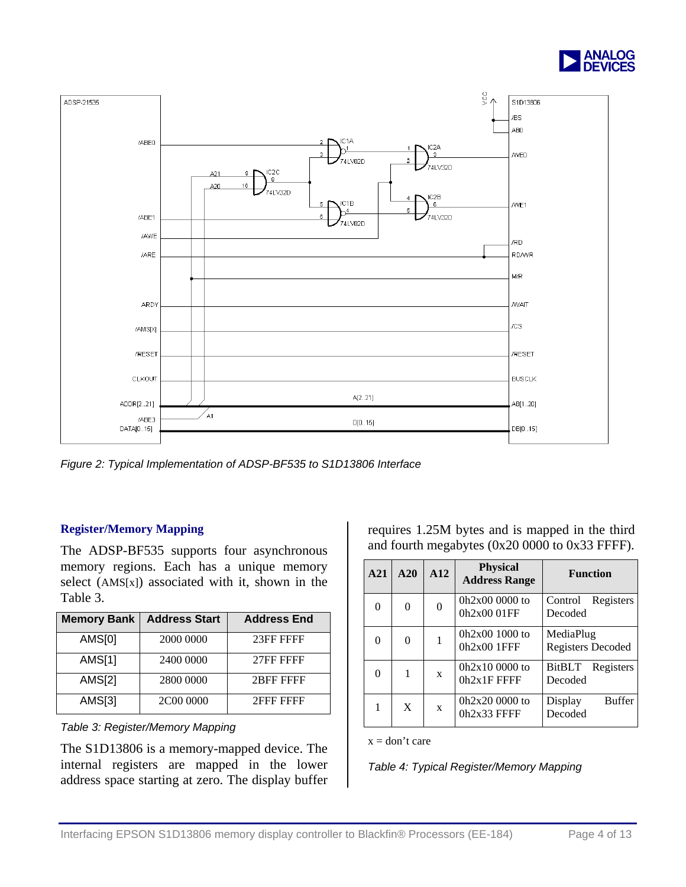Figure 2: Typical Implementation of ADSP-BF535 to S1D13806 Interface

## Register/Memory Mapping

The ADSP-BF535 supports four asynchronous memory regions. Each has a unique memory select (AMS[x]) associated with it, shown in the Table 3.

| Memory Bank | Address Start | Address End |
|---|---|---|
| AMS[0] | 2000 0000 | 23FF FFFF |
| AMS[1] | 2400 0000 | 27FF FFFF |
| AMS[2] | 2800 0000 | 2BFF FFFF |
| AMS[3] | 2C00 0000 | 2FFF FFFF |

*Table 3: Register/Memory Mapping*

The S1D13806 is a memory-mapped device. The internal registers are mapped in the lower address space starting at zero. The display buffer requires 1.25M bytes and is mapped in the third and fourth megabytes (0x20 0000 to 0x33 FFFF).

| A21 | A20 | A12 | Physical Address Range | Function |
|---|---|---|---|---|
| 0 | 0 | 0 | 0h2x00 0000 to 0h2x00 01FF | Control Registers Decoded |
| 0 | 0 | 1 | 0h2x00 1000 to 0h2x00 1FFF | MediaPlug Registers Decoded |
| 0 | 1 | x | 0h2x10 0000 to 0h2x1F FFFF | BitBLT Registers Decoded |
| 1 | X | x | 0h2x20 0000 to 0h2x33 FFFF | Display Buffer Decoded |

x = don't care

*Table 4: Typical Register/Memory Mapping*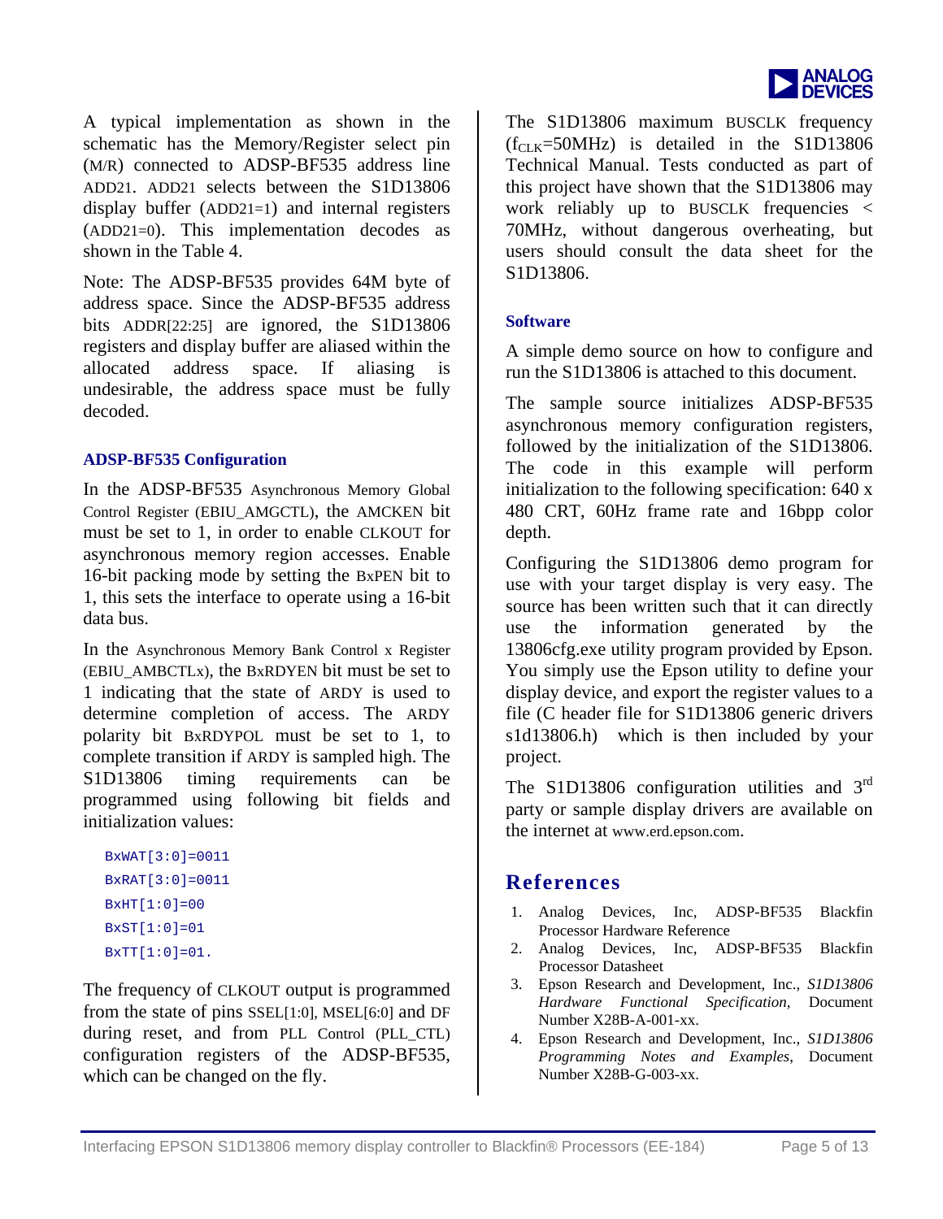A typical implementation as shown in the schematic has the Memory/Register select pin (M/R) connected to ADSP-BF535 address line ADD21. ADD21 selects between the S1D13806 display buffer (ADD21=1) and internal registers (ADD21=0). This implementation decodes as shown in the Table 4.

Note: The ADSP-BF535 provides 64M byte of address space. Since the ADSP-BF535 address bits ADDR[22:25] are ignored, the S1D13806 registers and display buffer are aliased within the allocated address space. If aliasing is undesirable, the address space must be fully decoded.

### ADSP-BF535 Configuration

In the ADSP-BF535 Asynchronous Memory Global Control Register (EBIU_AMGCTL), the AMCKEN bit must be set to 1, in order to enable CLKOUT for asynchronous memory region accesses. Enable 16-bit packing mode by setting the BxPEN bit to 1, this sets the interface to operate using a 16-bit data bus.

In the Asynchronous Memory Bank Control x Register (EBIU_AMBCTLx), the BxRDYEN bit must be set to 1 indicating that the state of ARDY is used to determine completion of access. The ARDY polarity bit BxRDYPOL must be set to 1, to complete transition if ARDY is sampled high. The S1D13806 timing requirements can be programmed using following bit fields and initialization values:

```
BxWAT[3:0]=0011
BxRAT[3:0]=0011
BxHT[1:0]=00
BxST[1:0]=01
BxTT[1:0]=01.
```

The frequency of CLKOUT output is programmed from the state of pins SSEL[1:0], MSEL[6:0] and DF during reset, and from PLL Control (PLL_CTL) configuration registers of the ADSP-BF535, which can be changed on the fly.

The S1D13806 maximum BUSCLK frequency ($f_{CLK}$=50MHz) is detailed in the S1D13806 Technical Manual. Tests conducted as part of this project have shown that the S1D13806 may work reliably up to BUSCLK frequencies < 70MHz, without dangerous overheating, but users should consult the data sheet for the S1D13806.

### Software

A simple demo source on how to configure and run the S1D13806 is attached to this document.

The sample source initializes ADSP-BF535 asynchronous memory configuration registers, followed by the initialization of the S1D13806. The code in this example will perform initialization to the following specification: 640 x 480 CRT, 60Hz frame rate and 16bpp color depth.

Configuring the S1D13806 demo program for use with your target display is very easy. The source has been written such that it can directly use the information generated by the 13806cfg.exe utility program provided by Epson. You simply use the Epson utility to define your display device, and export the register values to a file (C header file for S1D13806 generic drivers s1d13806.h) which is then included by your project.

The S1D13806 configuration utilities and 3rd party or sample display drivers are available on the internet at www.erd.epson.com.

## References

1. Analog Devices, Inc, ADSP-BF535 Blackfin Processor Hardware Reference
2. Analog Devices, Inc, ADSP-BF535 Blackfin Processor Datasheet
3. Epson Research and Development, Inc., *S1D13806 Hardware Functional Specification*, Document Number X28B-A-001-xx.
4. Epson Research and Development, Inc., *S1D13806 Programming Notes and Examples*, Document Number X28B-G-003-xx.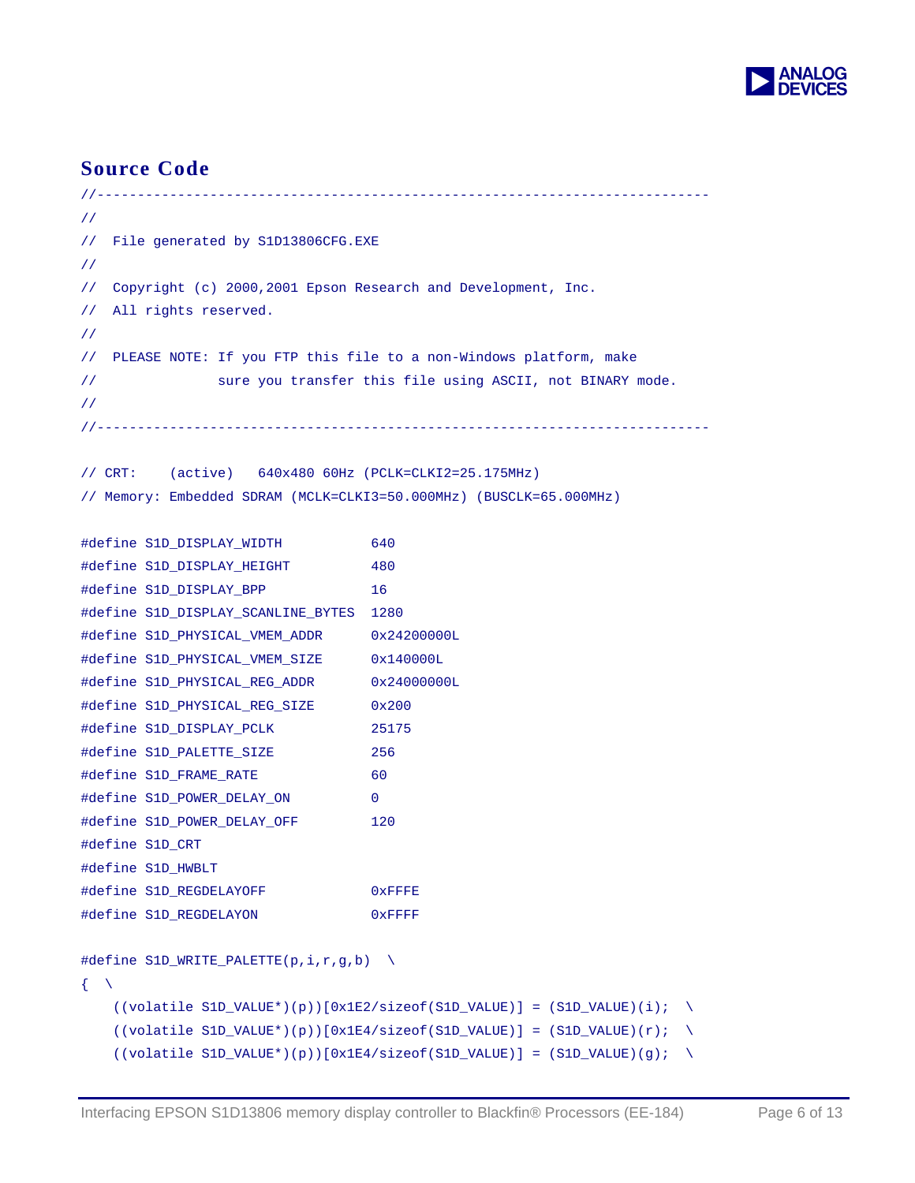## Source Code

```
//---------------------------------------------------------------------------
//
//  File generated by S1D13806CFG.EXE
//
//  Copyright (c) 2000,2001 Epson Research and Development, Inc.
//  All rights reserved.
//
//  PLEASE NOTE: If you FTP this file to a non-Windows platform, make
//               sure you transfer this file using ASCII, not BINARY mode.
//
//---------------------------------------------------------------------------

// CRT:    (active)   640x480 60Hz (PCLK=CLKI2=25.175MHz)
// Memory: Embedded SDRAM (MCLK=CLKI3=50.000MHz) (BUSCLK=65.000MHz)

#define S1D_DISPLAY_WIDTH           640
#define S1D_DISPLAY_HEIGHT          480
#define S1D_DISPLAY_BPP             16
#define S1D_DISPLAY_SCANLINE_BYTES  1280
#define S1D_PHYSICAL_VMEM_ADDR      0x24200000L
#define S1D_PHYSICAL_VMEM_SIZE      0x140000L
#define S1D_PHYSICAL_REG_ADDR       0x24000000L
#define S1D_PHYSICAL_REG_SIZE       0x200
#define S1D_DISPLAY_PCLK            25175
#define S1D_PALETTE_SIZE            256
#define S1D_FRAME_RATE              60
#define S1D_POWER_DELAY_ON          0
#define S1D_POWER_DELAY_OFF         120
#define S1D_CRT
#define S1D_HWBLT
#define S1D_REGDELAYOFF             0xFFFE
#define S1D_REGDELAYON              0xFFFF

#define S1D_WRITE_PALETTE(p,i,r,g,b)  \
{  \
    ((volatile S1D_VALUE*)(p))[0x1E2/sizeof(S1D_VALUE)] = (S1D_VALUE)(i);  \
    ((volatile S1D_VALUE*)(p))[0x1E4/sizeof(S1D_VALUE)] = (S1D_VALUE)(r);  \
    ((volatile S1D_VALUE*)(p))[0x1E4/sizeof(S1D_VALUE)] = (S1D_VALUE)(g);  \
```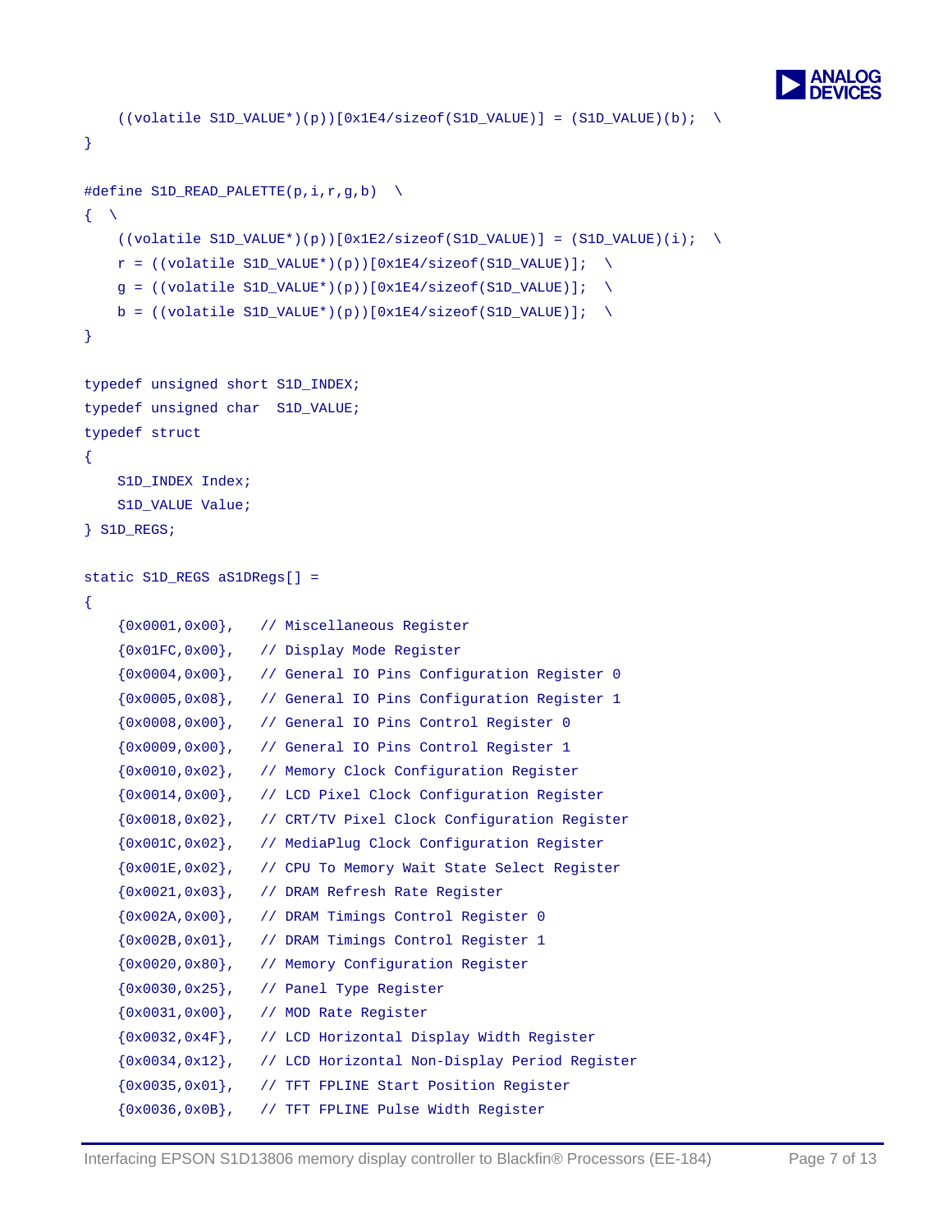```
    ((volatile S1D_VALUE*)(p))[0x1E4/sizeof(S1D_VALUE)] = (S1D_VALUE)(b);  \
}

#define S1D_READ_PALETTE(p,i,r,g,b)  \
{  \
    ((volatile S1D_VALUE*)(p))[0x1E2/sizeof(S1D_VALUE)] = (S1D_VALUE)(i);  \
    r = ((volatile S1D_VALUE*)(p))[0x1E4/sizeof(S1D_VALUE)];  \
    g = ((volatile S1D_VALUE*)(p))[0x1E4/sizeof(S1D_VALUE)];  \
    b = ((volatile S1D_VALUE*)(p))[0x1E4/sizeof(S1D_VALUE)];  \
}

typedef unsigned short S1D_INDEX;
typedef unsigned char  S1D_VALUE;
typedef struct
{
    S1D_INDEX Index;
    S1D_VALUE Value;
} S1D_REGS;

static S1D_REGS aS1DRegs[] =
{
    {0x0001,0x00},   // Miscellaneous Register
    {0x01FC,0x00},   // Display Mode Register
    {0x0004,0x00},   // General IO Pins Configuration Register 0
    {0x0005,0x08},   // General IO Pins Configuration Register 1
    {0x0008,0x00},   // General IO Pins Control Register 0
    {0x0009,0x00},   // General IO Pins Control Register 1
    {0x0010,0x02},   // Memory Clock Configuration Register
    {0x0014,0x00},   // LCD Pixel Clock Configuration Register
    {0x0018,0x02},   // CRT/TV Pixel Clock Configuration Register
    {0x001C,0x02},   // MediaPlug Clock Configuration Register
    {0x001E,0x02},   // CPU To Memory Wait State Select Register
    {0x0021,0x03},   // DRAM Refresh Rate Register
    {0x002A,0x00},   // DRAM Timings Control Register 0
    {0x002B,0x01},   // DRAM Timings Control Register 1
    {0x0020,0x80},   // Memory Configuration Register
    {0x0030,0x25},   // Panel Type Register
    {0x0031,0x00},   // MOD Rate Register
    {0x0032,0x4F},   // LCD Horizontal Display Width Register
    {0x0034,0x12},   // LCD Horizontal Non-Display Period Register
    {0x0035,0x01},   // TFT FPLINE Start Position Register
    {0x0036,0x0B},   // TFT FPLINE Pulse Width Register
```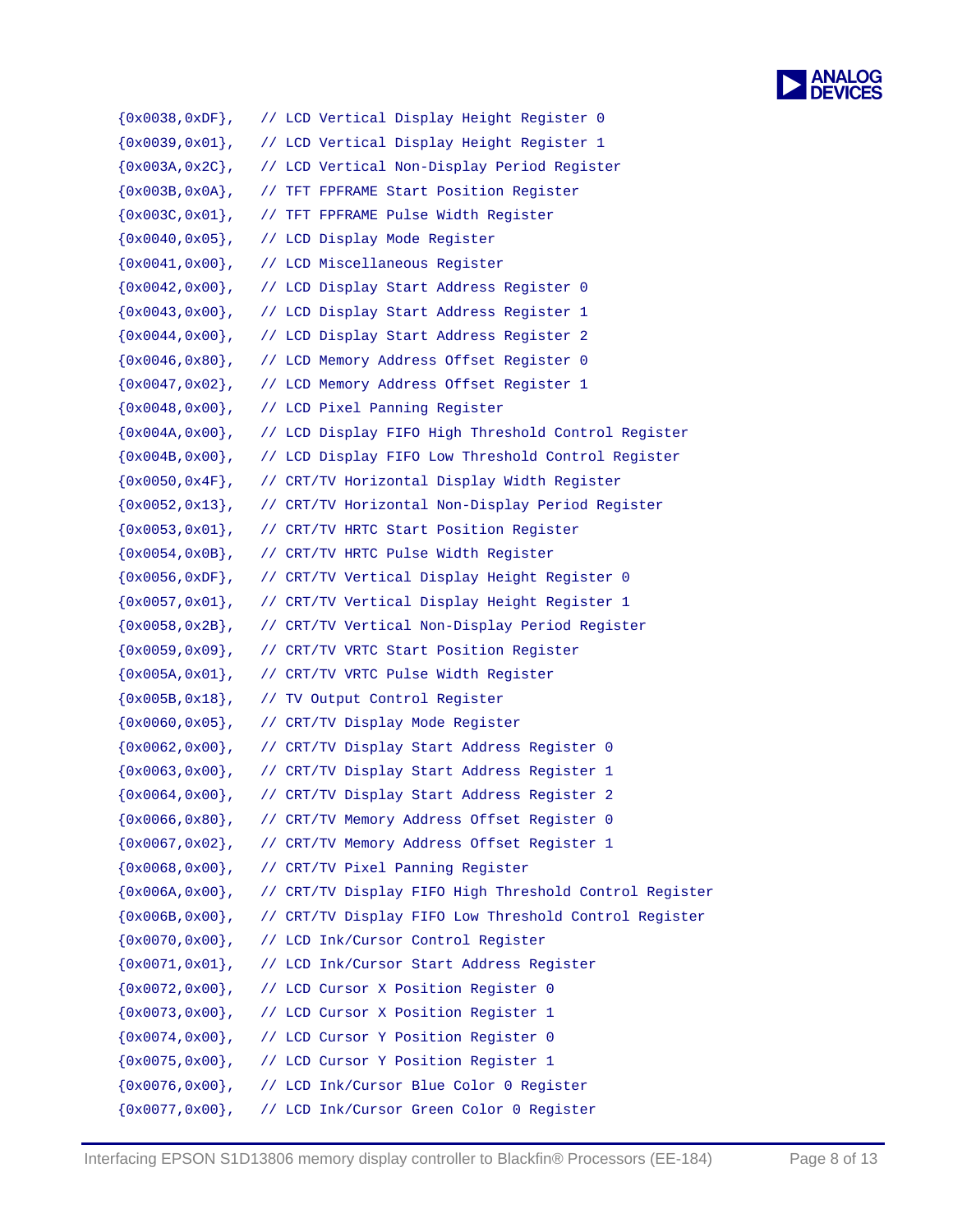```
{0x0038,0xDF},   // LCD Vertical Display Height Register 0
{0x0039,0x01},   // LCD Vertical Display Height Register 1
{0x003A,0x2C},   // LCD Vertical Non-Display Period Register
{0x003B,0x0A},   // TFT FPFRAME Start Position Register
{0x003C,0x01},   // TFT FPFRAME Pulse Width Register
{0x0040,0x05},   // LCD Display Mode Register
{0x0041,0x00},   // LCD Miscellaneous Register
{0x0042,0x00},   // LCD Display Start Address Register 0
{0x0043,0x00},   // LCD Display Start Address Register 1
{0x0044,0x00},   // LCD Display Start Address Register 2
{0x0046,0x80},   // LCD Memory Address Offset Register 0
{0x0047,0x02},   // LCD Memory Address Offset Register 1
{0x0048,0x00},   // LCD Pixel Panning Register
{0x004A,0x00},   // LCD Display FIFO High Threshold Control Register
{0x004B,0x00},   // LCD Display FIFO Low Threshold Control Register
{0x0050,0x4F},   // CRT/TV Horizontal Display Width Register
{0x0052,0x13},   // CRT/TV Horizontal Non-Display Period Register
{0x0053,0x01},   // CRT/TV HRTC Start Position Register
{0x0054,0x0B},   // CRT/TV HRTC Pulse Width Register
{0x0056,0xDF},   // CRT/TV Vertical Display Height Register 0
{0x0057,0x01},   // CRT/TV Vertical Display Height Register 1
{0x0058,0x2B},   // CRT/TV Vertical Non-Display Period Register
{0x0059,0x09},   // CRT/TV VRTC Start Position Register
{0x005A,0x01},   // CRT/TV VRTC Pulse Width Register
{0x005B,0x18},   // TV Output Control Register
{0x0060,0x05},   // CRT/TV Display Mode Register
{0x0062,0x00},   // CRT/TV Display Start Address Register 0
{0x0063,0x00},   // CRT/TV Display Start Address Register 1
{0x0064,0x00},   // CRT/TV Display Start Address Register 2
{0x0066,0x80},   // CRT/TV Memory Address Offset Register 0
{0x0067,0x02},   // CRT/TV Memory Address Offset Register 1
{0x0068,0x00},   // CRT/TV Pixel Panning Register
{0x006A,0x00},   // CRT/TV Display FIFO High Threshold Control Register
{0x006B,0x00},   // CRT/TV Display FIFO Low Threshold Control Register
{0x0070,0x00},   // LCD Ink/Cursor Control Register
{0x0071,0x01},   // LCD Ink/Cursor Start Address Register
{0x0072,0x00},   // LCD Cursor X Position Register 0
{0x0073,0x00},   // LCD Cursor X Position Register 1
{0x0074,0x00},   // LCD Cursor Y Position Register 0
{0x0075,0x00},   // LCD Cursor Y Position Register 1
{0x0076,0x00},   // LCD Ink/Cursor Blue Color 0 Register
{0x0077,0x00},   // LCD Ink/Cursor Green Color 0 Register
```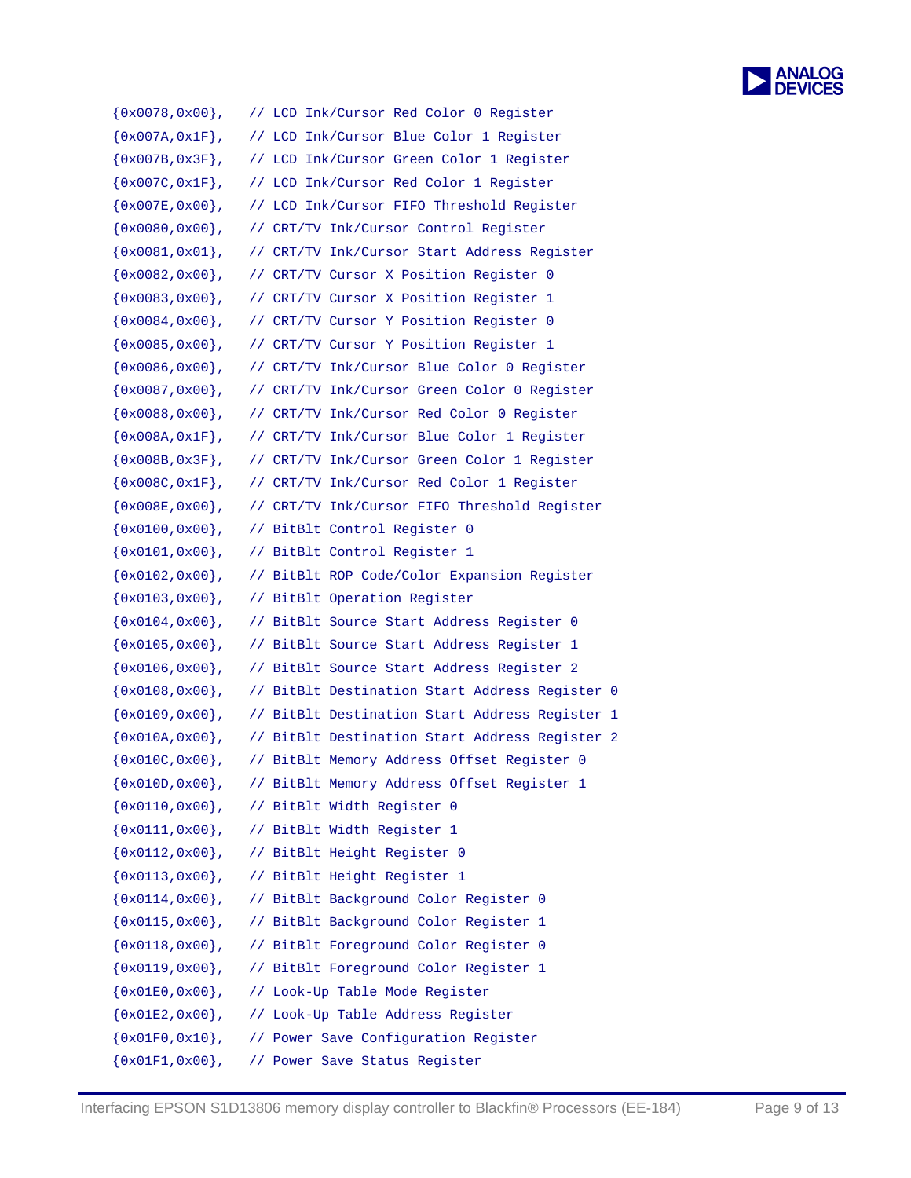```
{0x0078,0x00},   // LCD Ink/Cursor Red Color 0 Register
{0x007A,0x1F},   // LCD Ink/Cursor Blue Color 1 Register
{0x007B,0x3F},   // LCD Ink/Cursor Green Color 1 Register
{0x007C,0x1F},   // LCD Ink/Cursor Red Color 1 Register
{0x007E,0x00},   // LCD Ink/Cursor FIFO Threshold Register
{0x0080,0x00},   // CRT/TV Ink/Cursor Control Register
{0x0081,0x01},   // CRT/TV Ink/Cursor Start Address Register
{0x0082,0x00},   // CRT/TV Cursor X Position Register 0
{0x0083,0x00},   // CRT/TV Cursor X Position Register 1
{0x0084,0x00},   // CRT/TV Cursor Y Position Register 0
{0x0085,0x00},   // CRT/TV Cursor Y Position Register 1
{0x0086,0x00},   // CRT/TV Ink/Cursor Blue Color 0 Register
{0x0087,0x00},   // CRT/TV Ink/Cursor Green Color 0 Register
{0x0088,0x00},   // CRT/TV Ink/Cursor Red Color 0 Register
{0x008A,0x1F},   // CRT/TV Ink/Cursor Blue Color 1 Register
{0x008B,0x3F},   // CRT/TV Ink/Cursor Green Color 1 Register
{0x008C,0x1F},   // CRT/TV Ink/Cursor Red Color 1 Register
{0x008E,0x00},   // CRT/TV Ink/Cursor FIFO Threshold Register
{0x0100,0x00},   // BitBlt Control Register 0
{0x0101,0x00},   // BitBlt Control Register 1
{0x0102,0x00},   // BitBlt ROP Code/Color Expansion Register
{0x0103,0x00},   // BitBlt Operation Register
{0x0104,0x00},   // BitBlt Source Start Address Register 0
{0x0105,0x00},   // BitBlt Source Start Address Register 1
{0x0106,0x00},   // BitBlt Source Start Address Register 2
{0x0108,0x00},   // BitBlt Destination Start Address Register 0
{0x0109,0x00},   // BitBlt Destination Start Address Register 1
{0x010A,0x00},   // BitBlt Destination Start Address Register 2
{0x010C,0x00},   // BitBlt Memory Address Offset Register 0
{0x010D,0x00},   // BitBlt Memory Address Offset Register 1
{0x0110,0x00},   // BitBlt Width Register 0
{0x0111,0x00},   // BitBlt Width Register 1
{0x0112,0x00},   // BitBlt Height Register 0
{0x0113,0x00},   // BitBlt Height Register 1
{0x0114,0x00},   // BitBlt Background Color Register 0
{0x0115,0x00},   // BitBlt Background Color Register 1
{0x0118,0x00},   // BitBlt Foreground Color Register 0
{0x0119,0x00},   // BitBlt Foreground Color Register 1
{0x01E0,0x00},   // Look-Up Table Mode Register
{0x01E2,0x00},   // Look-Up Table Address Register
{0x01F0,0x10},   // Power Save Configuration Register
{0x01F1,0x00},   // Power Save Status Register
```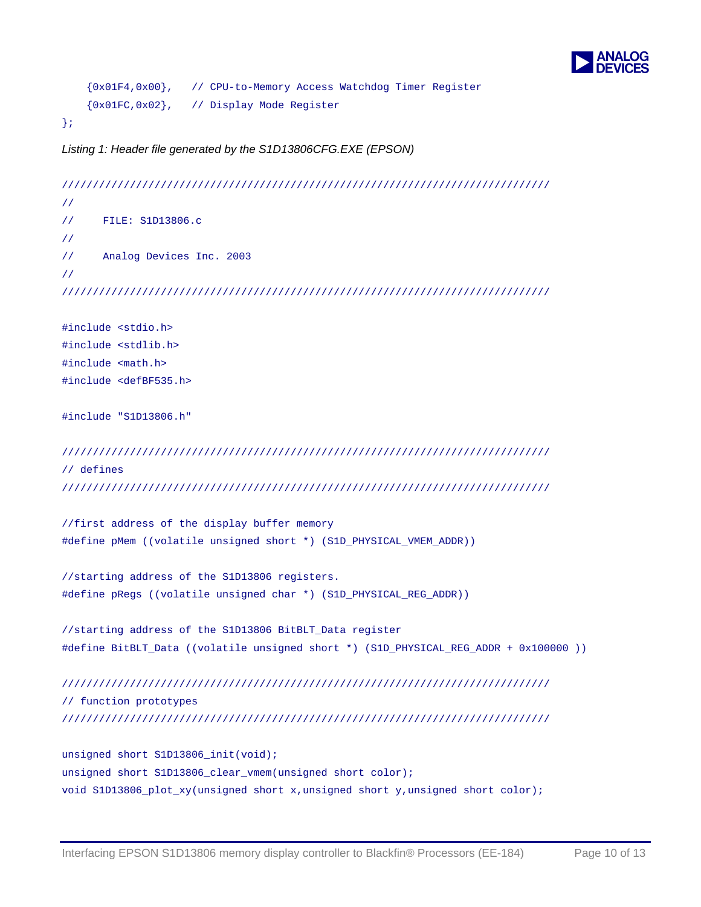```
    {0x01F4,0x00},   // CPU-to-Memory Access Watchdog Timer Register
    {0x01FC,0x02},   // Display Mode Register
};
```

*Listing 1: Header file generated by the S1D13806CFG.EXE (EPSON)*

```
////////////////////////////////////////////////////////////////////////////////
//
//     FILE: S1D13806.c
//
//     Analog Devices Inc. 2003
//
////////////////////////////////////////////////////////////////////////////////

#include <stdio.h>
#include <stdlib.h>
#include <math.h>
#include <defBF535.h>

#include "S1D13806.h"

////////////////////////////////////////////////////////////////////////////////
// defines
////////////////////////////////////////////////////////////////////////////////

//first address of the display buffer memory
#define pMem ((volatile unsigned short *) (S1D_PHYSICAL_VMEM_ADDR))

//starting address of the S1D13806 registers.
#define pRegs ((volatile unsigned char *) (S1D_PHYSICAL_REG_ADDR))

//starting address of the S1D13806 BitBLT_Data register
#define BitBLT_Data ((volatile unsigned short *) (S1D_PHYSICAL_REG_ADDR + 0x100000 ))

////////////////////////////////////////////////////////////////////////////////
// function prototypes
////////////////////////////////////////////////////////////////////////////////

unsigned short S1D13806_init(void);
unsigned short S1D13806_clear_vmem(unsigned short color);
void S1D13806_plot_xy(unsigned short x,unsigned short y,unsigned short color);
```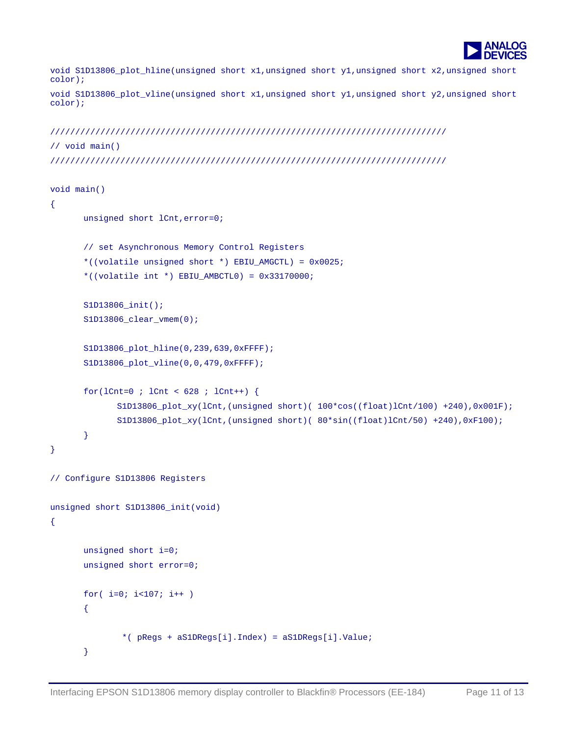```
void S1D13806_plot_hline(unsigned short x1,unsigned short y1,unsigned short x2,unsigned short color);

void S1D13806_plot_vline(unsigned short x1,unsigned short y1,unsigned short y2,unsigned short color);


////////////////////////////////////////////////////////////////////////////////
// void main()
////////////////////////////////////////////////////////////////////////////////

void main()
{
      unsigned short lCnt,error=0;

      // set Asynchronous Memory Control Registers
      *((volatile unsigned short *) EBIU_AMGCTL) = 0x0025;
      *((volatile int *) EBIU_AMBCTL0) = 0x33170000;

      S1D13806_init();
      S1D13806_clear_vmem(0);

      S1D13806_plot_hline(0,239,639,0xFFFF);
      S1D13806_plot_vline(0,0,479,0xFFFF);

      for(lCnt=0 ; lCnt < 628 ; lCnt++) {
            S1D13806_plot_xy(lCnt,(unsigned short)( 100*cos((float)lCnt/100) +240),0x001F);
            S1D13806_plot_xy(lCnt,(unsigned short)( 80*sin((float)lCnt/50) +240),0xF100);
      }
}

// Configure S1D13806 Registers

unsigned short S1D13806_init(void)
{

      unsigned short i=0;
      unsigned short error=0;

      for( i=0; i<107; i++ )
      {

             *( pRegs + aS1DRegs[i].Index) = aS1DRegs[i].Value;
      }
```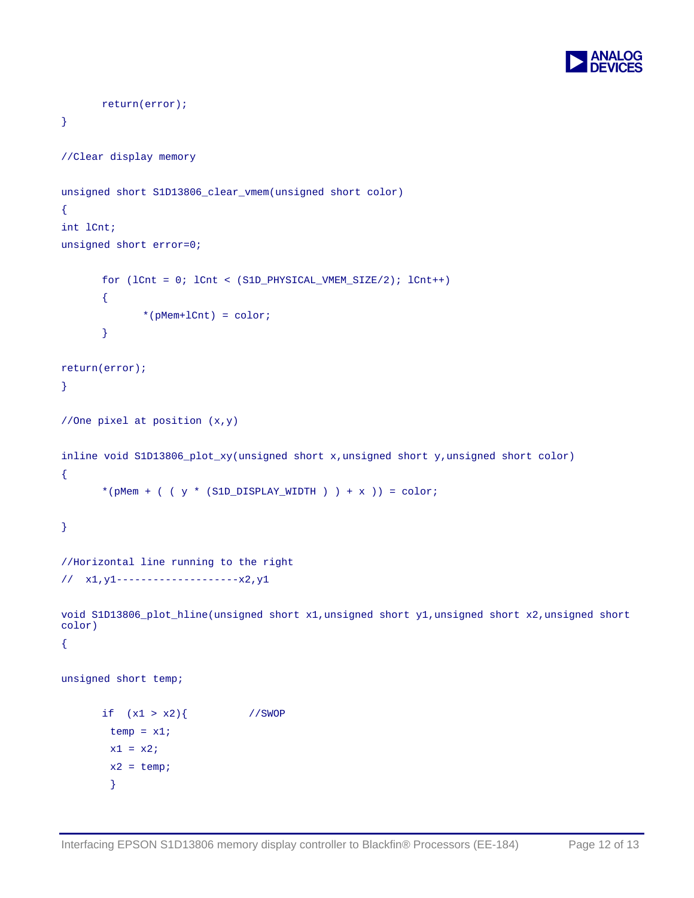```
	return(error);
}

//Clear display memory

unsigned short S1D13806_clear_vmem(unsigned short color)
{
int lCnt;
unsigned short error=0;

	for (lCnt = 0; lCnt < (S1D_PHYSICAL_VMEM_SIZE/2); lCnt++)
	{
		*(pMem+lCnt) = color;
	}

return(error);
}

//One pixel at position (x,y)

inline void S1D13806_plot_xy(unsigned short x,unsigned short y,unsigned short color)
{
	*(pMem + ( ( y * (S1D_DISPLAY_WIDTH ) ) + x )) = color;

}

//Horizontal line running to the right
//  x1,y1--------------------x2,y1

void S1D13806_plot_hline(unsigned short x1,unsigned short y1,unsigned short x2,unsigned short color)
{

unsigned short temp;

	if  (x1 > x2){          //SWOP
	 temp = x1;
	 x1 = x2;
	 x2 = temp;
	 }
```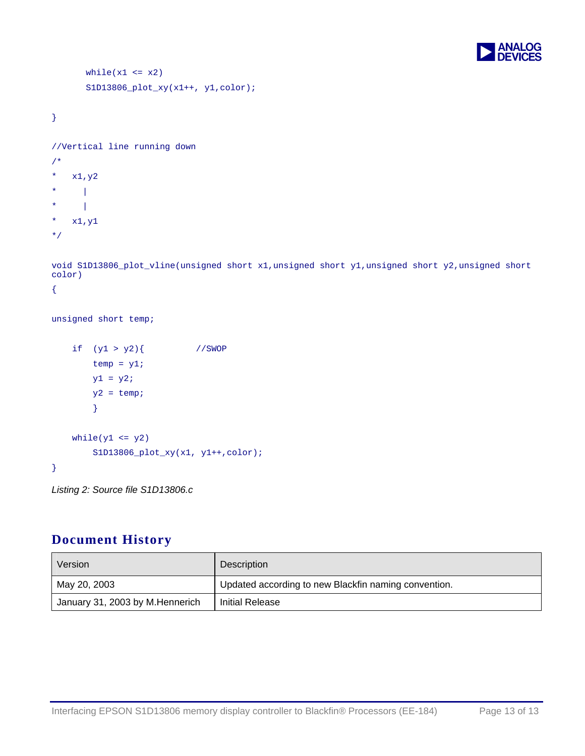```
        while(x1 <= x2)
        S1D13806_plot_xy(x1++, y1,color);

}

//Vertical line running down
/*
*   x1,y2
*     |
*     |
*   x1,y1
*/

void S1D13806_plot_vline(unsigned short x1,unsigned short y1,unsigned short y2,unsigned short
color)
{

unsigned short temp;

    if  (y1 > y2){          //SWOP
        temp = y1;
        y1 = y2;
        y2 = temp;
        }

    while(y1 <= y2)
        S1D13806_plot_xy(x1, y1++,color);
}
```

*Listing 2: Source file S1D13806.c*

## Document History

| Version | Description |
|---|---|
| May 20, 2003 | Updated according to new Blackfin naming convention. |
| January 31, 2003 by M.Hennerich | Initial Release |